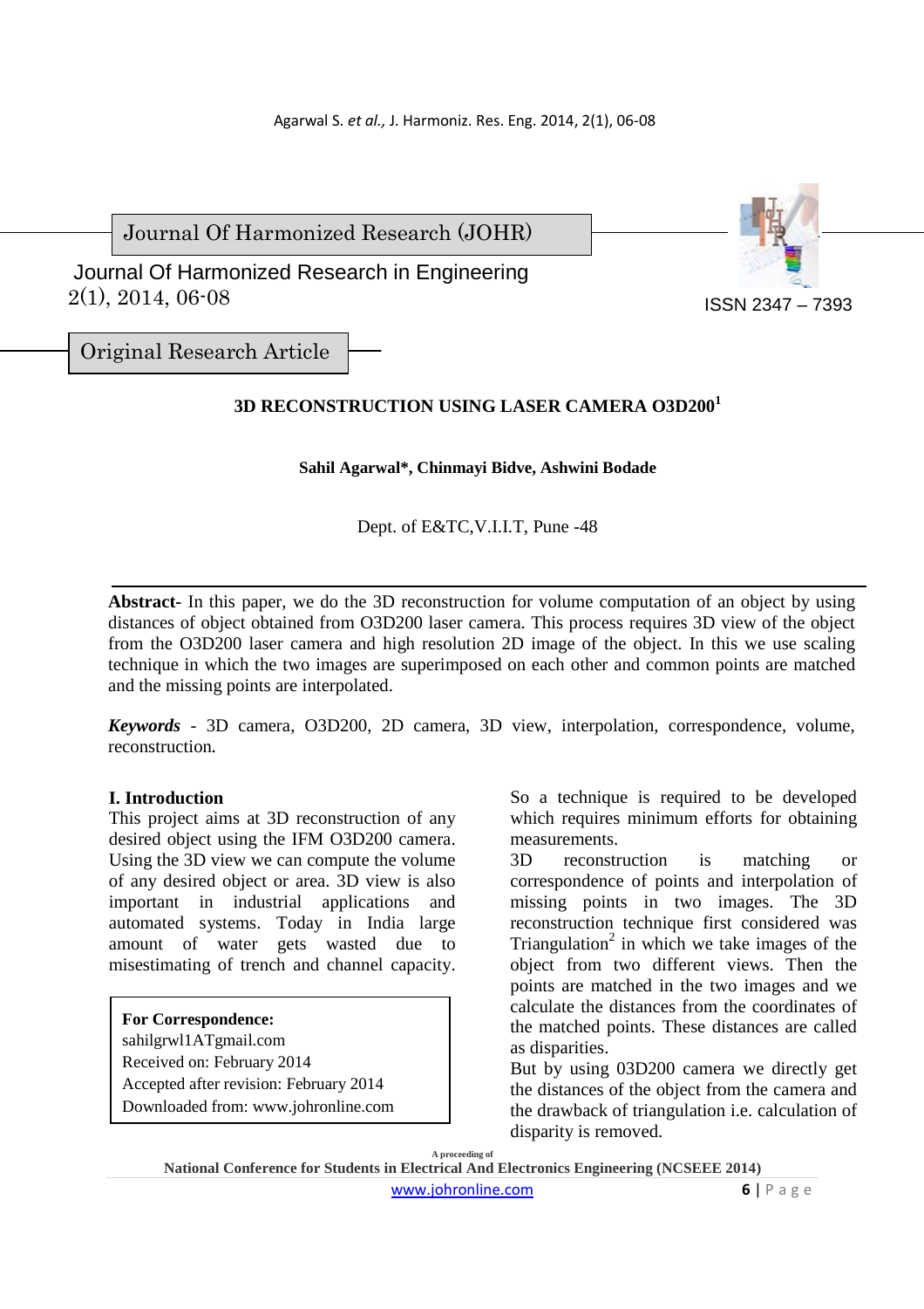Journal Of Harmonized Research (JOHR)

Journal Of Harmonized Research in Engineering
2(1), 2014, 06-08

ISSN 2347 – 7393

Original Research Article

# 3D RECONSTRUCTION USING LASER CAMERA O3D200[1]

**Sahil Agarwal\*, Chinmayi Bidve, Ashwini Bodade**

Dept. of E&TC,V.I.I.T, Pune -48

**Abstract-** In this paper, we do the 3D reconstruction for volume computation of an object by using distances of object obtained from O3D200 laser camera. This process requires 3D view of the object from the O3D200 laser camera and high resolution 2D image of the object. In this we use scaling technique in which the two images are superimposed on each other and common points are matched and the missing points are interpolated.

***Keywords*** - 3D camera, O3D200, 2D camera, 3D view, interpolation, correspondence, volume, reconstruction.

## I. Introduction

This project aims at 3D reconstruction of any desired object using the IFM O3D200 camera. Using the 3D view we can compute the volume of any desired object or area. 3D view is also important in industrial applications and automated systems. Today in India large amount of water gets wasted due to misestimating of trench and channel capacity.

**For Correspondence:**
sahilgrwl1ATgmail.com
Received on: February 2014
Accepted after revision: February 2014
Downloaded from: www.johronline.com

So a technique is required to be developed which requires minimum efforts for obtaining measurements.

3D reconstruction is matching or correspondence of points and interpolation of missing points in two images. The 3D reconstruction technique first considered was Triangulation[2] in which we take images of the object from two different views. Then the points are matched in the two images and we calculate the distances from the coordinates of the matched points. These distances are called as disparities.

But by using 03D200 camera we directly get the distances of the object from the camera and the drawback of triangulation i.e. calculation of disparity is removed.

A proceeding of
National Conference for Students in Electrical And Electronics Engineering (NCSEEE 2014)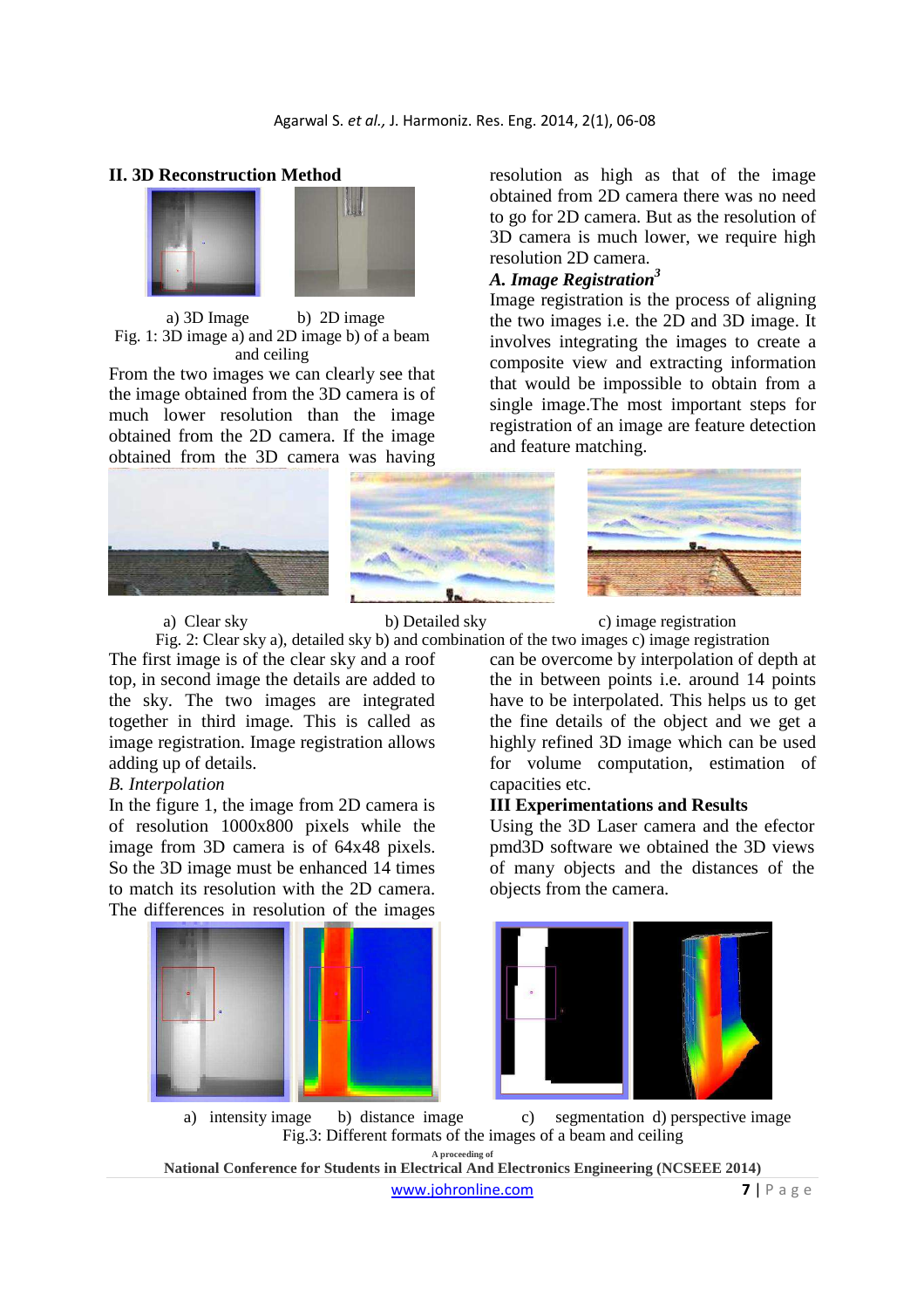## II. 3D Reconstruction Method

a) 3D Image  b) 2D image

Fig. 1: 3D image a) and 2D image b) of a beam and ceiling

From the two images we can clearly see that the image obtained from the 3D camera is of much lower resolution than the image obtained from the 2D camera. If the image obtained from the 3D camera was having resolution as high as that of the image obtained from 2D camera there was no need to go for 2D camera. But as the resolution of 3D camera is much lower, we require high resolution 2D camera.

### *A. Image Registration*[3]

Image registration is the process of aligning the two images i.e. the 2D and 3D image. It involves integrating the images to create a composite view and extracting information that would be impossible to obtain from a single image.The most important steps for registration of an image are feature detection and feature matching.

a) Clear sky  b) Detailed sky  c) image registration

Fig. 2: Clear sky a), detailed sky b) and combination of the two images c) image registration

The first image is of the clear sky and a roof top, in second image the details are added to the sky. The two images are integrated together in third image. This is called as image registration. Image registration allows adding up of details.

### *B. Interpolation*

In the figure 1, the image from 2D camera is of resolution 1000x800 pixels while the image from 3D camera is of 64x48 pixels. So the 3D image must be enhanced 14 times to match its resolution with the 2D camera. The differences in resolution of the images can be overcome by interpolation of depth at the in between points i.e. around 14 points have to be interpolated. This helps us to get the fine details of the object and we get a highly refined 3D image which can be used for volume computation, estimation of capacities etc.

## III Experimentations and Results

Using the 3D Laser camera and the efector pmd3D software we obtained the 3D views of many objects and the distances of the objects from the camera.

a) intensity image  b) distance image  c) segmentation  d) perspective image

Fig.3: Different formats of the images of a beam and ceiling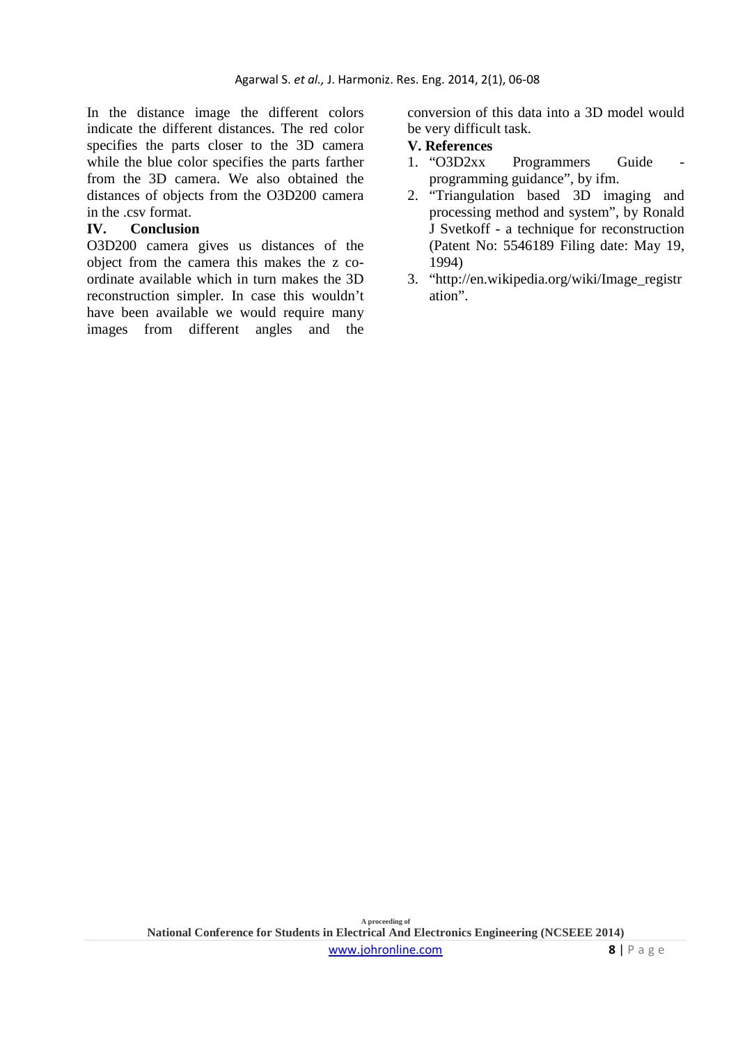In the distance image the different colors indicate the different distances. The red color specifies the parts closer to the 3D camera while the blue color specifies the parts farther from the 3D camera. We also obtained the distances of objects from the O3D200 camera in the .csv format.

## IV. Conclusion

O3D200 camera gives us distances of the object from the camera this makes the z co-ordinate available which in turn makes the 3D reconstruction simpler. In case this wouldn't have been available we would require many images from different angles and the conversion of this data into a 3D model would be very difficult task.

## V. References

1. "O3D2xx Programmers Guide - programming guidance", by ifm.
2. "Triangulation based 3D imaging and processing method and system", by Ronald J Svetkoff - a technique for reconstruction (Patent No: 5546189 Filing date: May 19, 1994)
3. "http://en.wikipedia.org/wiki/Image_registration".